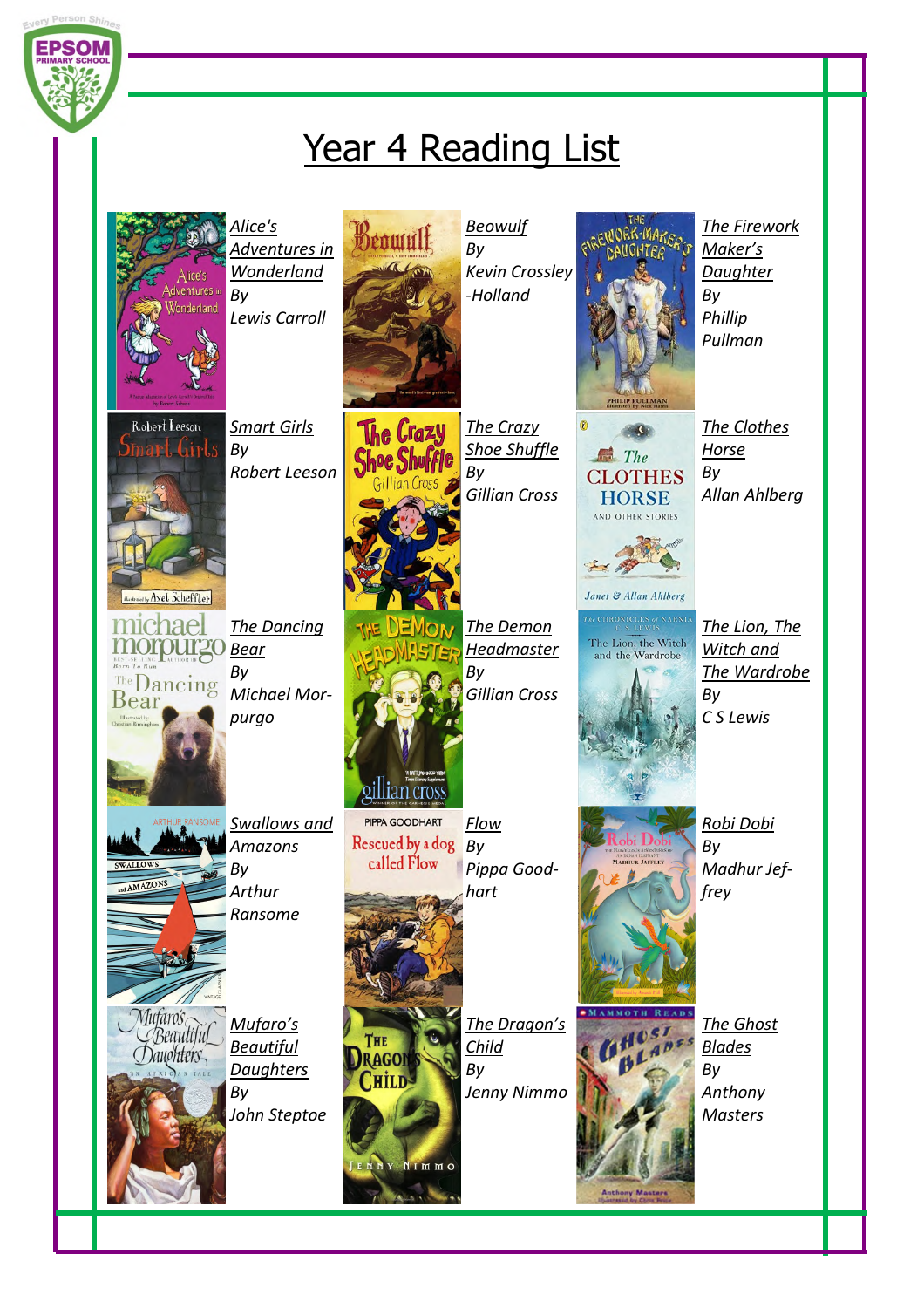# Year 4 Reading List

| | | |
|---|---|---|
| *Alice's Adventures in Wonderland* By Lewis Carroll | *Beowulf* By Kevin Crossley-Holland | *The Firework Maker's Daughter* By Phillip Pullman |
| *Smart Girls* By Robert Leeson | *The Crazy Shoe Shuffle* By Gillian Cross | *The Clothes Horse* By Allan Ahlberg |
| *The Dancing Bear* By Michael Morpurgo | *The Demon Headmaster* By Gillian Cross | *The Lion, The Witch and The Wardrobe* By C S Lewis |
| *Swallows and Amazons* By Arthur Ransome | *Flow* By Pippa Goodhart | *Robi Dobi* By Madhur Jeffrey |
| *Mufaro's Beautiful Daughters* By John Steptoe | *The Dragon's Child* By Jenny Nimmo | *The Ghost Blades* By Anthony Masters |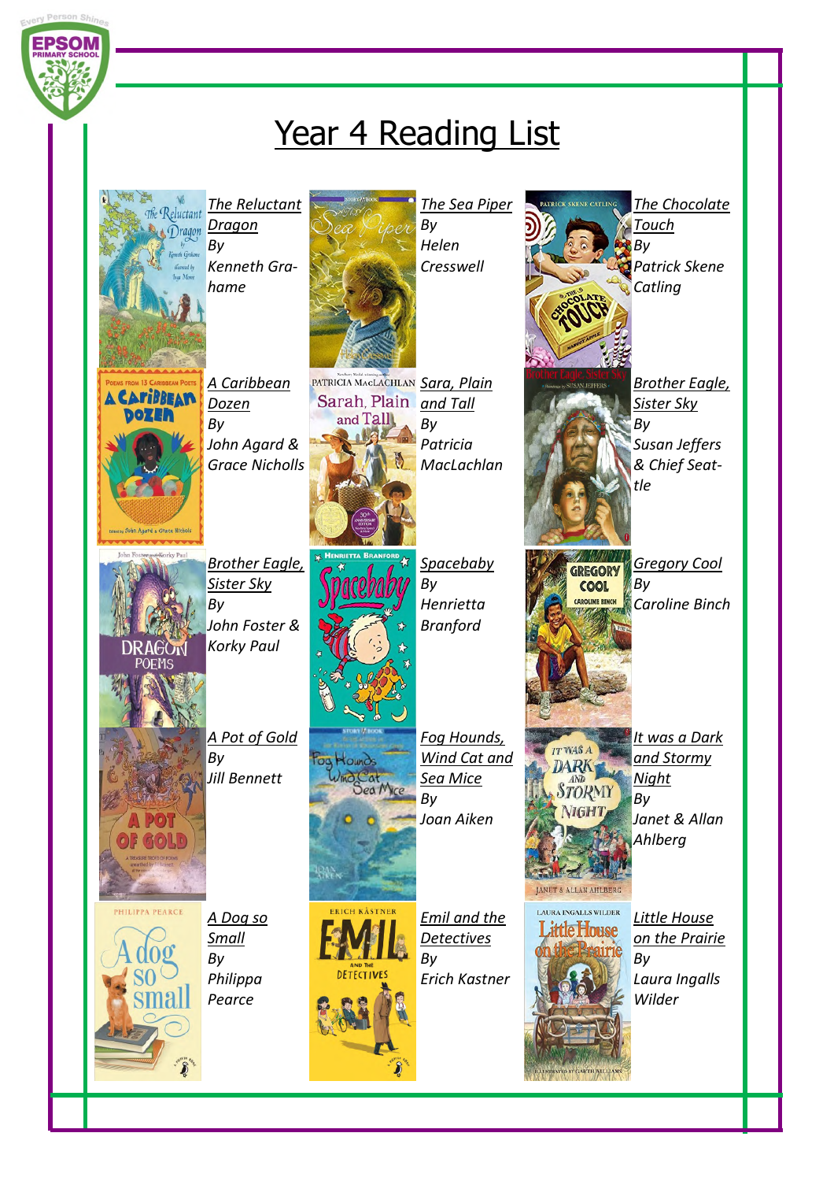# Year 4 Reading List

*The Reluctant Dragon*
*By*
*Kenneth Grahame*

*The Sea Piper*
*By*
*Helen Cresswell*

*The Chocolate Touch*
*By*
*Patrick Skene Catling*

*A Caribbean Dozen*
*By*
*John Agard & Grace Nicholls*

*Sara, Plain and Tall*
*By*
*Patricia MacLachlan*

*Brother Eagle, Sister Sky*
*By*
*Susan Jeffers & Chief Seattle*

*Brother Eagle, Sister Sky*
*By*
*John Foster & Korky Paul*

*Spacebaby*
*By*
*Henrietta Branford*

*Gregory Cool*
*By*
*Caroline Binch*

*A Pot of Gold*
*By*
*Jill Bennett*

*Fog Hounds, Wind Cat and Sea Mice*
*By*
*Joan Aiken*

*It was a Dark and Stormy Night*
*By*
*Janet & Allan Ahlberg*

*A Dog so Small*
*By*
*Philippa Pearce*

*Emil and the Detectives*
*By*
*Erich Kastner*

*Little House on the Prairie*
*By*
*Laura Ingalls Wilder*